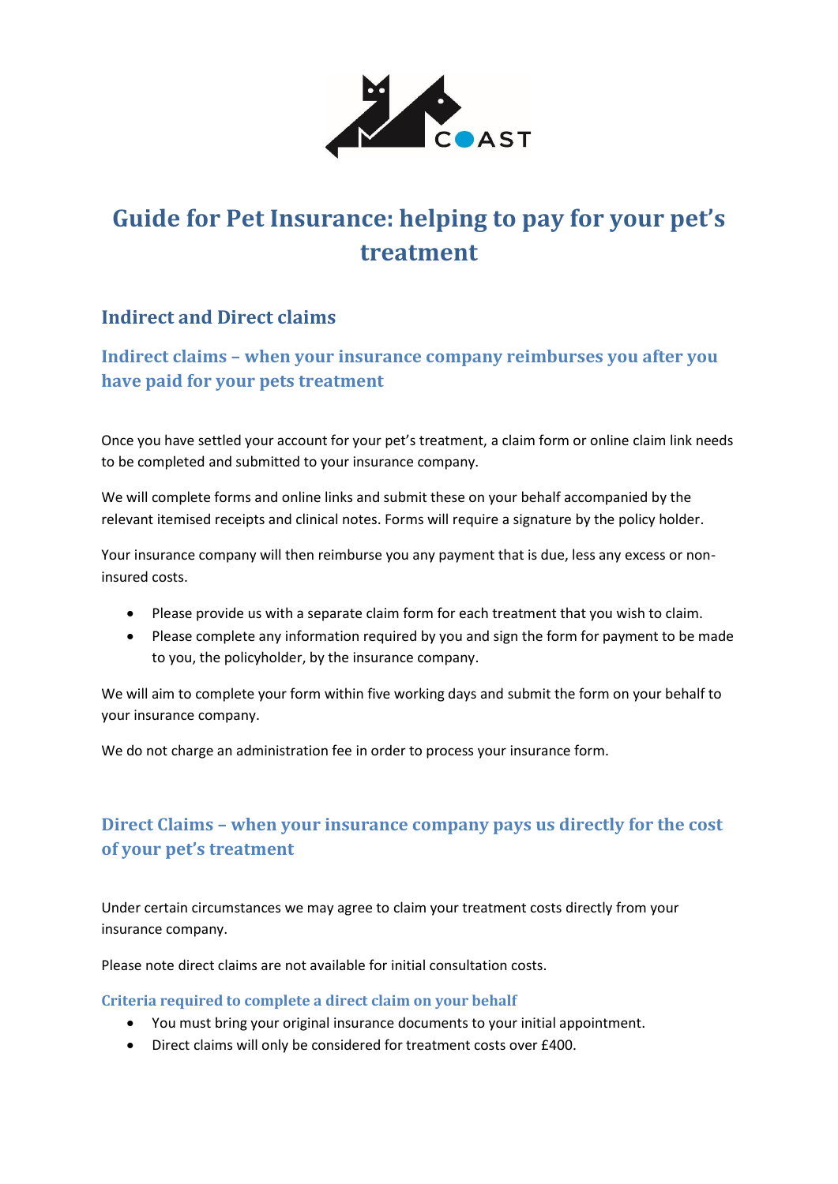# Guide for Pet Insurance: helping to pay for your pet's treatment

## Indirect and Direct claims

### Indirect claims – when your insurance company reimburses you after you have paid for your pets treatment

Once you have settled your account for your pet's treatment, a claim form or online claim link needs to be completed and submitted to your insurance company.

We will complete forms and online links and submit these on your behalf accompanied by the relevant itemised receipts and clinical notes. Forms will require a signature by the policy holder.

Your insurance company will then reimburse you any payment that is due, less any excess or non-insured costs.

- Please provide us with a separate claim form for each treatment that you wish to claim.
- Please complete any information required by you and sign the form for payment to be made to you, the policyholder, by the insurance company.

We will aim to complete your form within five working days and submit the form on your behalf to your insurance company.

We do not charge an administration fee in order to process your insurance form.

### Direct Claims – when your insurance company pays us directly for the cost of your pet's treatment

Under certain circumstances we may agree to claim your treatment costs directly from your insurance company.

Please note direct claims are not available for initial consultation costs.

#### Criteria required to complete a direct claim on your behalf

- You must bring your original insurance documents to your initial appointment.
- Direct claims will only be considered for treatment costs over £400.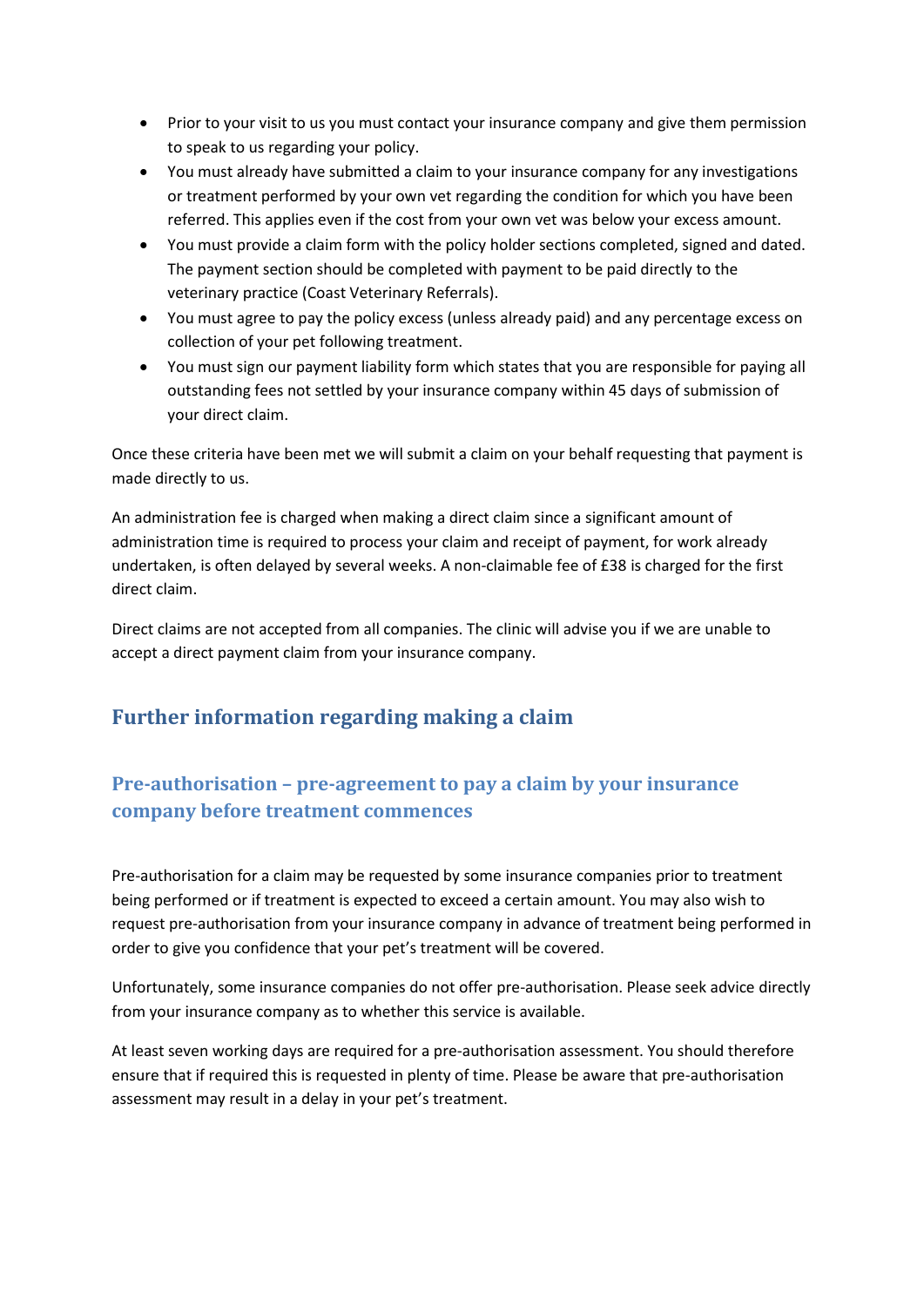- Prior to your visit to us you must contact your insurance company and give them permission to speak to us regarding your policy.
- You must already have submitted a claim to your insurance company for any investigations or treatment performed by your own vet regarding the condition for which you have been referred. This applies even if the cost from your own vet was below your excess amount.
- You must provide a claim form with the policy holder sections completed, signed and dated. The payment section should be completed with payment to be paid directly to the veterinary practice (Coast Veterinary Referrals).
- You must agree to pay the policy excess (unless already paid) and any percentage excess on collection of your pet following treatment.
- You must sign our payment liability form which states that you are responsible for paying all outstanding fees not settled by your insurance company within 45 days of submission of your direct claim.

Once these criteria have been met we will submit a claim on your behalf requesting that payment is made directly to us.

An administration fee is charged when making a direct claim since a significant amount of administration time is required to process your claim and receipt of payment, for work already undertaken, is often delayed by several weeks. A non-claimable fee of £38 is charged for the first direct claim.

Direct claims are not accepted from all companies. The clinic will advise you if we are unable to accept a direct payment claim from your insurance company.

## Further information regarding making a claim

### Pre-authorisation – pre-agreement to pay a claim by your insurance company before treatment commences

Pre-authorisation for a claim may be requested by some insurance companies prior to treatment being performed or if treatment is expected to exceed a certain amount. You may also wish to request pre-authorisation from your insurance company in advance of treatment being performed in order to give you confidence that your pet's treatment will be covered.

Unfortunately, some insurance companies do not offer pre-authorisation. Please seek advice directly from your insurance company as to whether this service is available.

At least seven working days are required for a pre-authorisation assessment. You should therefore ensure that if required this is requested in plenty of time. Please be aware that pre-authorisation assessment may result in a delay in your pet's treatment.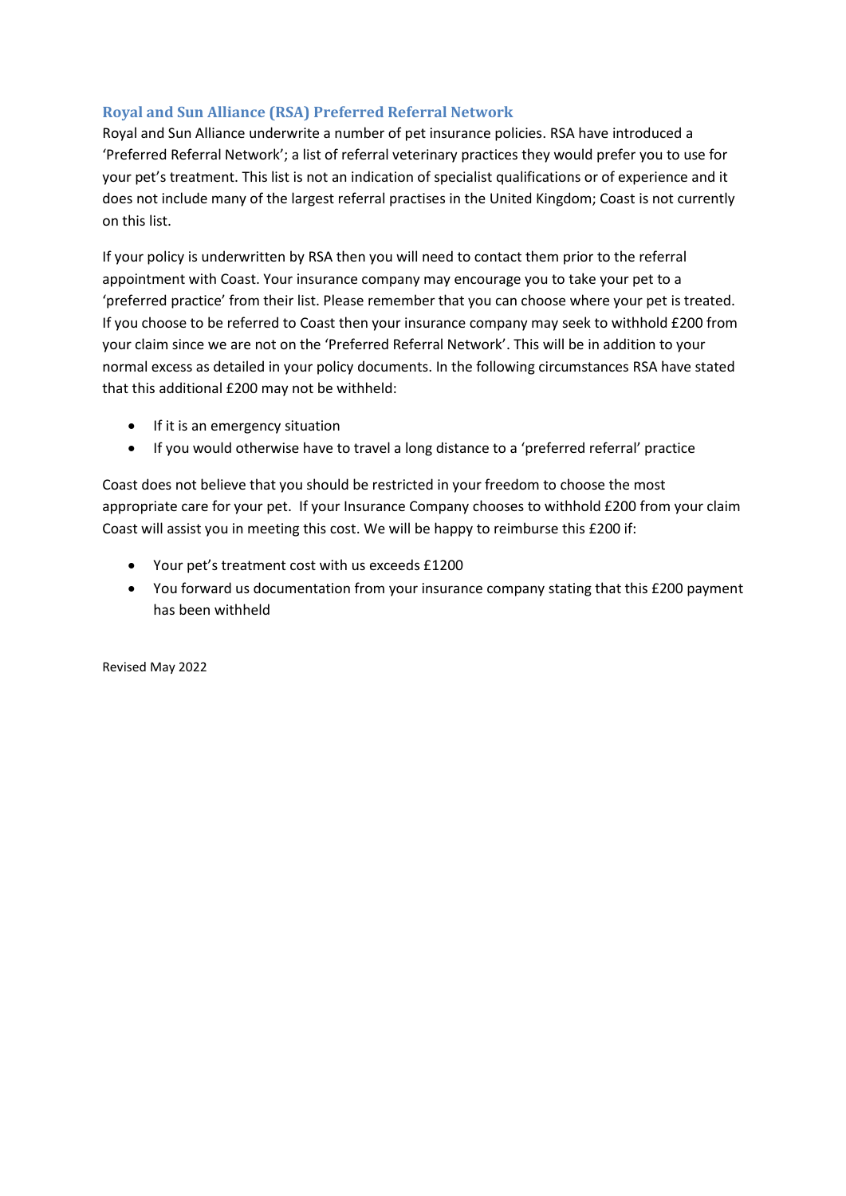## Royal and Sun Alliance (RSA) Preferred Referral Network

Royal and Sun Alliance underwrite a number of pet insurance policies. RSA have introduced a 'Preferred Referral Network'; a list of referral veterinary practices they would prefer you to use for your pet's treatment. This list is not an indication of specialist qualifications or of experience and it does not include many of the largest referral practises in the United Kingdom; Coast is not currently on this list.

If your policy is underwritten by RSA then you will need to contact them prior to the referral appointment with Coast. Your insurance company may encourage you to take your pet to a 'preferred practice' from their list. Please remember that you can choose where your pet is treated. If you choose to be referred to Coast then your insurance company may seek to withhold £200 from your claim since we are not on the 'Preferred Referral Network'. This will be in addition to your normal excess as detailed in your policy documents. In the following circumstances RSA have stated that this additional £200 may not be withheld:

- If it is an emergency situation
- If you would otherwise have to travel a long distance to a 'preferred referral' practice

Coast does not believe that you should be restricted in your freedom to choose the most appropriate care for your pet. If your Insurance Company chooses to withhold £200 from your claim Coast will assist you in meeting this cost. We will be happy to reimburse this £200 if:

- Your pet's treatment cost with us exceeds £1200
- You forward us documentation from your insurance company stating that this £200 payment has been withheld

Revised May 2022